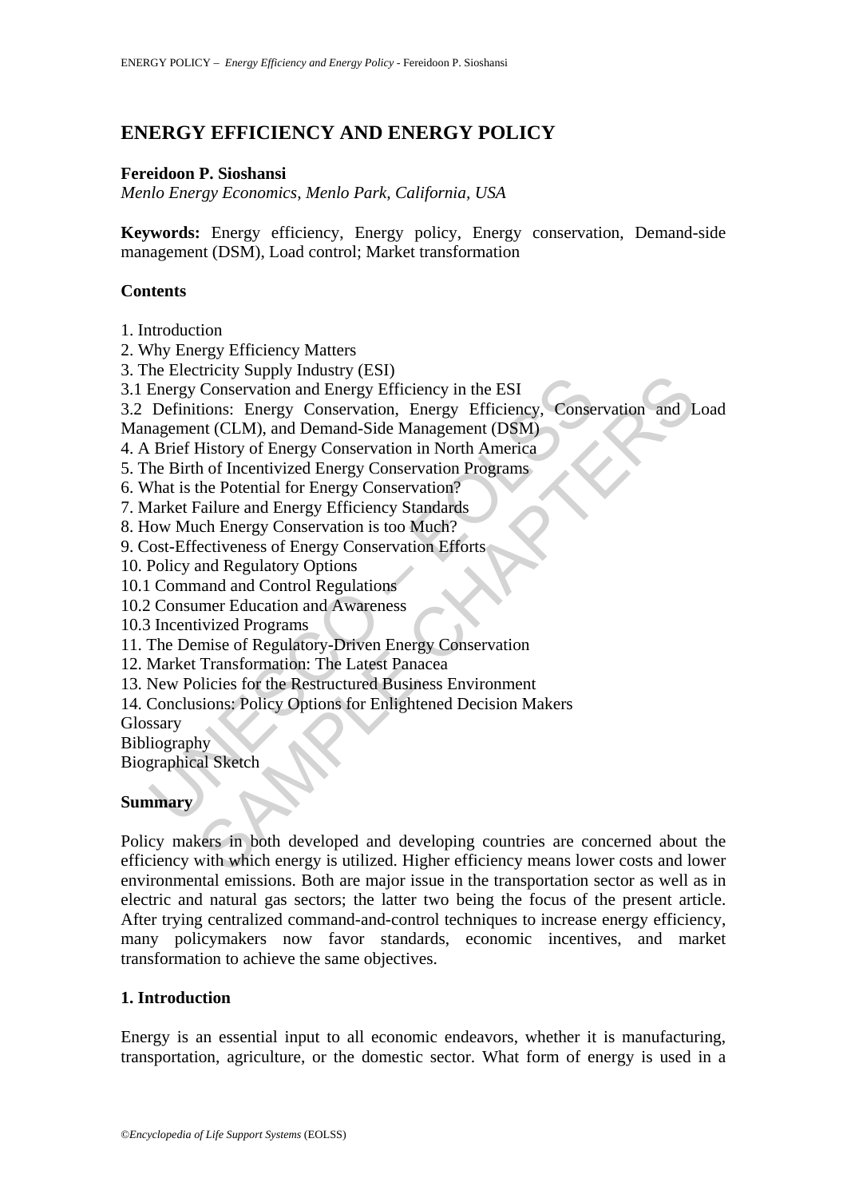# ENERGY EFFICIENCY AND ENERGY POLICY

**Fereidoon P. Sioshansi**

*Menlo Energy Economics, Menlo Park, California, USA*

**Keywords:** Energy efficiency, Energy policy, Energy conservation, Demand-side management (DSM), Load control; Market transformation

## Contents

1. Introduction
2. Why Energy Efficiency Matters
3. The Electricity Supply Industry (ESI)
3.1 Energy Conservation and Energy Efficiency in the ESI
3.2 Definitions: Energy Conservation, Energy Efficiency, Conservation and Load Management (CLM), and Demand-Side Management (DSM)
4. A Brief History of Energy Conservation in North America
5. The Birth of Incentivized Energy Conservation Programs
6. What is the Potential for Energy Conservation?
7. Market Failure and Energy Efficiency Standards
8. How Much Energy Conservation is too Much?
9. Cost-Effectiveness of Energy Conservation Efforts
10. Policy and Regulatory Options
10.1 Command and Control Regulations
10.2 Consumer Education and Awareness
10.3 Incentivized Programs
11. The Demise of Regulatory-Driven Energy Conservation
12. Market Transformation: The Latest Panacea
13. New Policies for the Restructured Business Environment
14. Conclusions: Policy Options for Enlightened Decision Makers

Glossary

Bibliography

Biographical Sketch

## Summary

Policy makers in both developed and developing countries are concerned about the efficiency with which energy is utilized. Higher efficiency means lower costs and lower environmental emissions. Both are major issue in the transportation sector as well as in electric and natural gas sectors; the latter two being the focus of the present article. After trying centralized command-and-control techniques to increase energy efficiency, many policymakers now favor standards, economic incentives, and market transformation to achieve the same objectives.

## 1. Introduction

Energy is an essential input to all economic endeavors, whether it is manufacturing, transportation, agriculture, or the domestic sector. What form of energy is used in a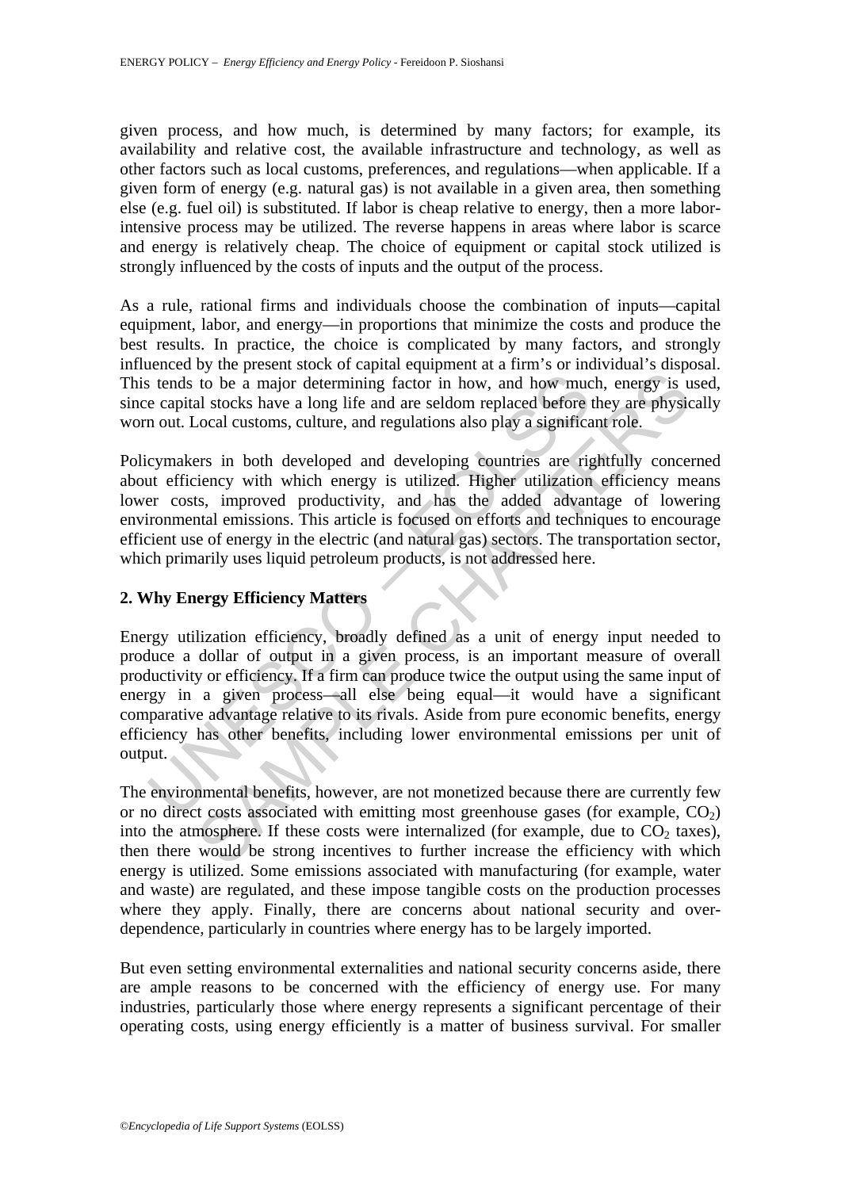given process, and how much, is determined by many factors; for example, its availability and relative cost, the available infrastructure and technology, as well as other factors such as local customs, preferences, and regulations—when applicable. If a given form of energy (e.g. natural gas) is not available in a given area, then something else (e.g. fuel oil) is substituted. If labor is cheap relative to energy, then a more labor-intensive process may be utilized. The reverse happens in areas where labor is scarce and energy is relatively cheap. The choice of equipment or capital stock utilized is strongly influenced by the costs of inputs and the output of the process.

As a rule, rational firms and individuals choose the combination of inputs—capital equipment, labor, and energy—in proportions that minimize the costs and produce the best results. In practice, the choice is complicated by many factors, and strongly influenced by the present stock of capital equipment at a firm's or individual's disposal. This tends to be a major determining factor in how, and how much, energy is used, since capital stocks have a long life and are seldom replaced before they are physically worn out. Local customs, culture, and regulations also play a significant role.

Policymakers in both developed and developing countries are rightfully concerned about efficiency with which energy is utilized. Higher utilization efficiency means lower costs, improved productivity, and has the added advantage of lowering environmental emissions. This article is focused on efforts and techniques to encourage efficient use of energy in the electric (and natural gas) sectors. The transportation sector, which primarily uses liquid petroleum products, is not addressed here.

## 2. Why Energy Efficiency Matters

Energy utilization efficiency, broadly defined as a unit of energy input needed to produce a dollar of output in a given process, is an important measure of overall productivity or efficiency. If a firm can produce twice the output using the same input of energy in a given process—all else being equal—it would have a significant comparative advantage relative to its rivals. Aside from pure economic benefits, energy efficiency has other benefits, including lower environmental emissions per unit of output.

The environmental benefits, however, are not monetized because there are currently few or no direct costs associated with emitting most greenhouse gases (for example, $CO_2$) into the atmosphere. If these costs were internalized (for example, due to $CO_2$ taxes), then there would be strong incentives to further increase the efficiency with which energy is utilized. Some emissions associated with manufacturing (for example, water and waste) are regulated, and these impose tangible costs on the production processes where they apply. Finally, there are concerns about national security and over-dependence, particularly in countries where energy has to be largely imported.

But even setting environmental externalities and national security concerns aside, there are ample reasons to be concerned with the efficiency of energy use. For many industries, particularly those where energy represents a significant percentage of their operating costs, using energy efficiently is a matter of business survival. For smaller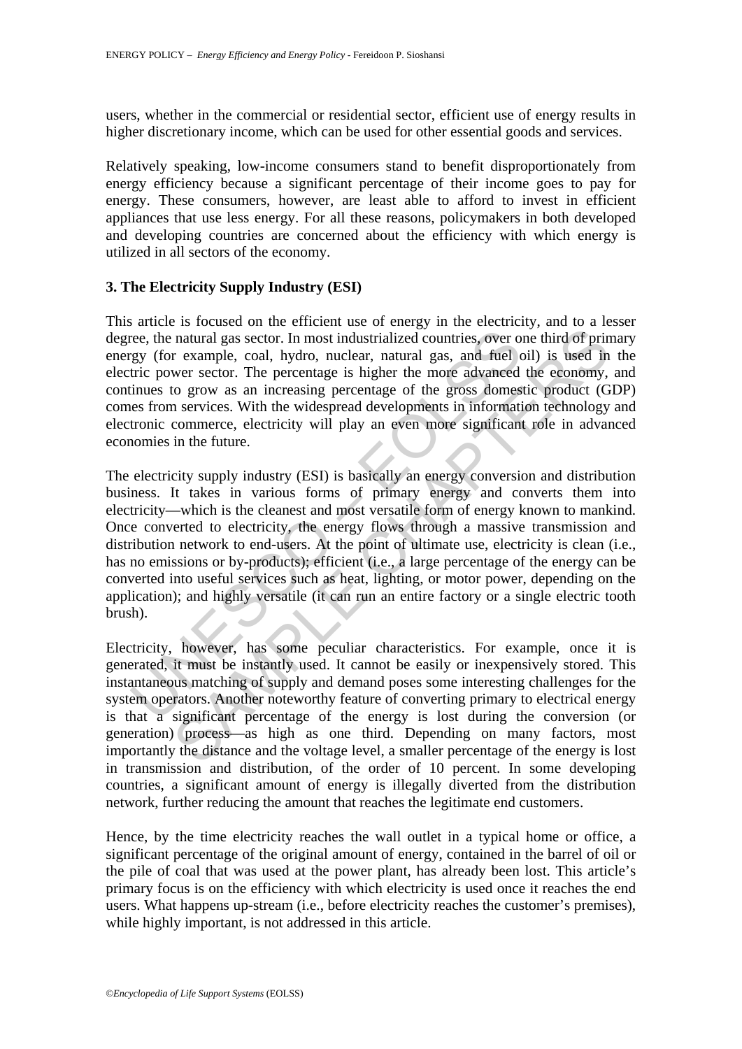users, whether in the commercial or residential sector, efficient use of energy results in higher discretionary income, which can be used for other essential goods and services.

Relatively speaking, low-income consumers stand to benefit disproportionately from energy efficiency because a significant percentage of their income goes to pay for energy. These consumers, however, are least able to afford to invest in efficient appliances that use less energy. For all these reasons, policymakers in both developed and developing countries are concerned about the efficiency with which energy is utilized in all sectors of the economy.

## 3. The Electricity Supply Industry (ESI)

This article is focused on the efficient use of energy in the electricity, and to a lesser degree, the natural gas sector. In most industrialized countries, over one third of primary energy (for example, coal, hydro, nuclear, natural gas, and fuel oil) is used in the electric power sector. The percentage is higher the more advanced the economy, and continues to grow as an increasing percentage of the gross domestic product (GDP) comes from services. With the widespread developments in information technology and electronic commerce, electricity will play an even more significant role in advanced economies in the future.

The electricity supply industry (ESI) is basically an energy conversion and distribution business. It takes in various forms of primary energy and converts them into electricity—which is the cleanest and most versatile form of energy known to mankind. Once converted to electricity, the energy flows through a massive transmission and distribution network to end-users. At the point of ultimate use, electricity is clean (i.e., has no emissions or by-products); efficient (i.e., a large percentage of the energy can be converted into useful services such as heat, lighting, or motor power, depending on the application); and highly versatile (it can run an entire factory or a single electric tooth brush).

Electricity, however, has some peculiar characteristics. For example, once it is generated, it must be instantly used. It cannot be easily or inexpensively stored. This instantaneous matching of supply and demand poses some interesting challenges for the system operators. Another noteworthy feature of converting primary to electrical energy is that a significant percentage of the energy is lost during the conversion (or generation) process—as high as one third. Depending on many factors, most importantly the distance and the voltage level, a smaller percentage of the energy is lost in transmission and distribution, of the order of 10 percent. In some developing countries, a significant amount of energy is illegally diverted from the distribution network, further reducing the amount that reaches the legitimate end customers.

Hence, by the time electricity reaches the wall outlet in a typical home or office, a significant percentage of the original amount of energy, contained in the barrel of oil or the pile of coal that was used at the power plant, has already been lost. This article's primary focus is on the efficiency with which electricity is used once it reaches the end users. What happens up-stream (i.e., before electricity reaches the customer's premises), while highly important, is not addressed in this article.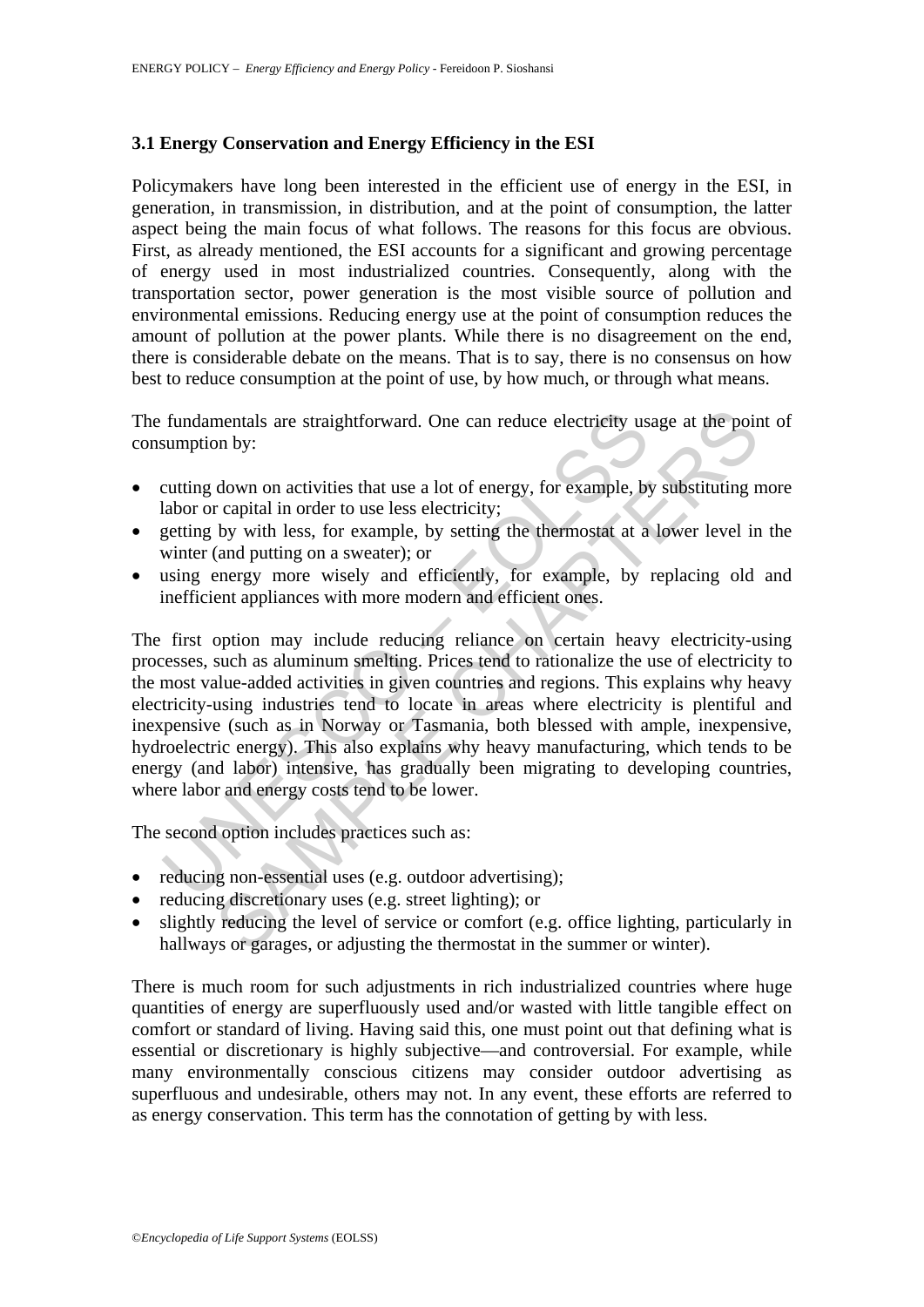### 3.1 Energy Conservation and Energy Efficiency in the ESI

Policymakers have long been interested in the efficient use of energy in the ESI, in generation, in transmission, in distribution, and at the point of consumption, the latter aspect being the main focus of what follows. The reasons for this focus are obvious. First, as already mentioned, the ESI accounts for a significant and growing percentage of energy used in most industrialized countries. Consequently, along with the transportation sector, power generation is the most visible source of pollution and environmental emissions. Reducing energy use at the point of consumption reduces the amount of pollution at the power plants. While there is no disagreement on the end, there is considerable debate on the means. That is to say, there is no consensus on how best to reduce consumption at the point of use, by how much, or through what means.

The fundamentals are straightforward. One can reduce electricity usage at the point of consumption by:

- cutting down on activities that use a lot of energy, for example, by substituting more labor or capital in order to use less electricity;
- getting by with less, for example, by setting the thermostat at a lower level in the winter (and putting on a sweater); or
- using energy more wisely and efficiently, for example, by replacing old and inefficient appliances with more modern and efficient ones.

The first option may include reducing reliance on certain heavy electricity-using processes, such as aluminum smelting. Prices tend to rationalize the use of electricity to the most value-added activities in given countries and regions. This explains why heavy electricity-using industries tend to locate in areas where electricity is plentiful and inexpensive (such as in Norway or Tasmania, both blessed with ample, inexpensive, hydroelectric energy). This also explains why heavy manufacturing, which tends to be energy (and labor) intensive, has gradually been migrating to developing countries, where labor and energy costs tend to be lower.

The second option includes practices such as:

- reducing non-essential uses (e.g. outdoor advertising);
- reducing discretionary uses (e.g. street lighting); or
- slightly reducing the level of service or comfort (e.g. office lighting, particularly in hallways or garages, or adjusting the thermostat in the summer or winter).

There is much room for such adjustments in rich industrialized countries where huge quantities of energy are superfluously used and/or wasted with little tangible effect on comfort or standard of living. Having said this, one must point out that defining what is essential or discretionary is highly subjective—and controversial. For example, while many environmentally conscious citizens may consider outdoor advertising as superfluous and undesirable, others may not. In any event, these efforts are referred to as energy conservation. This term has the connotation of getting by with less.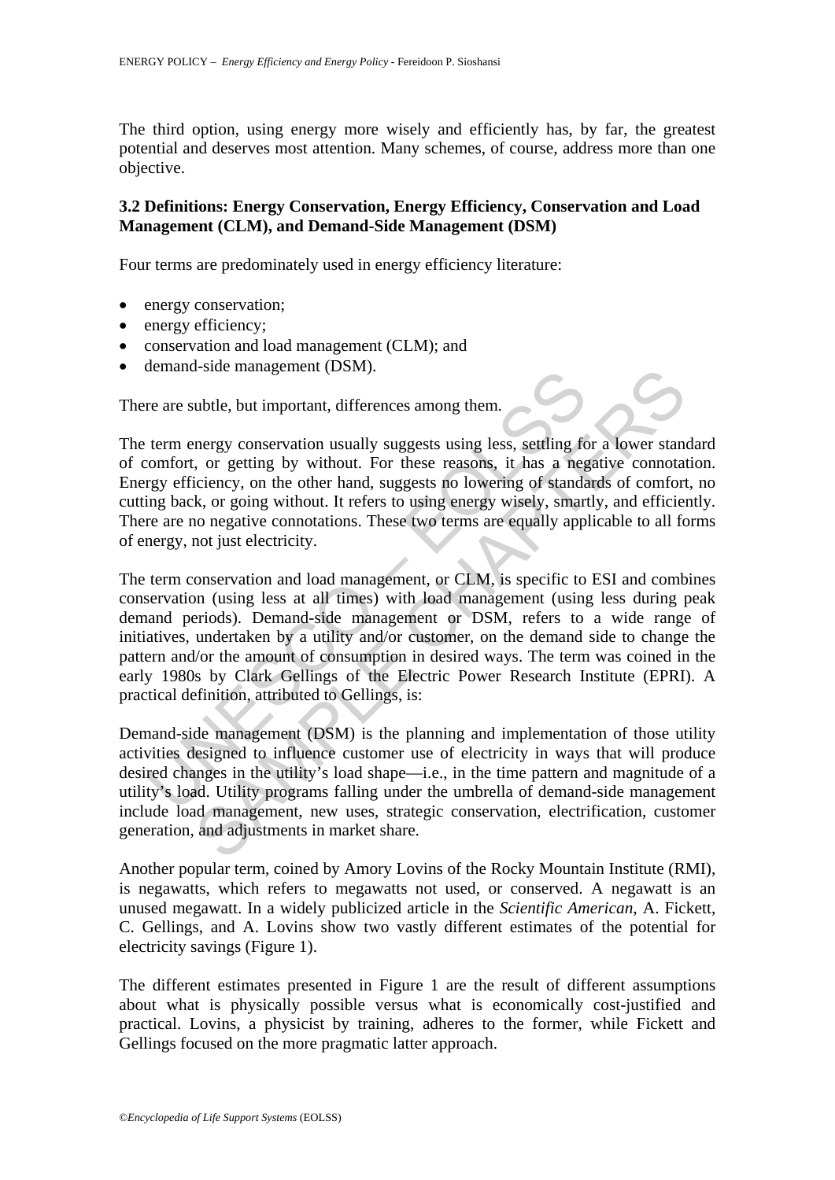The third option, using energy more wisely and efficiently has, by far, the greatest potential and deserves most attention. Many schemes, of course, address more than one objective.

### 3.2 Definitions: Energy Conservation, Energy Efficiency, Conservation and Load Management (CLM), and Demand-Side Management (DSM)

Four terms are predominately used in energy efficiency literature:

- energy conservation;
- energy efficiency;
- conservation and load management (CLM); and
- demand-side management (DSM).

There are subtle, but important, differences among them.

The term energy conservation usually suggests using less, settling for a lower standard of comfort, or getting by without. For these reasons, it has a negative connotation. Energy efficiency, on the other hand, suggests no lowering of standards of comfort, no cutting back, or going without. It refers to using energy wisely, smartly, and efficiently. There are no negative connotations. These two terms are equally applicable to all forms of energy, not just electricity.

The term conservation and load management, or CLM, is specific to ESI and combines conservation (using less at all times) with load management (using less during peak demand periods). Demand-side management or DSM, refers to a wide range of initiatives, undertaken by a utility and/or customer, on the demand side to change the pattern and/or the amount of consumption in desired ways. The term was coined in the early 1980s by Clark Gellings of the Electric Power Research Institute (EPRI). A practical definition, attributed to Gellings, is:

Demand-side management (DSM) is the planning and implementation of those utility activities designed to influence customer use of electricity in ways that will produce desired changes in the utility's load shape—i.e., in the time pattern and magnitude of a utility's load. Utility programs falling under the umbrella of demand-side management include load management, new uses, strategic conservation, electrification, customer generation, and adjustments in market share.

Another popular term, coined by Amory Lovins of the Rocky Mountain Institute (RMI), is negawatts, which refers to megawatts not used, or conserved. A negawatt is an unused megawatt. In a widely publicized article in the *Scientific American,* A. Fickett, C. Gellings, and A. Lovins show two vastly different estimates of the potential for electricity savings (Figure 1).

The different estimates presented in Figure 1 are the result of different assumptions about what is physically possible versus what is economically cost-justified and practical. Lovins, a physicist by training, adheres to the former, while Fickett and Gellings focused on the more pragmatic latter approach.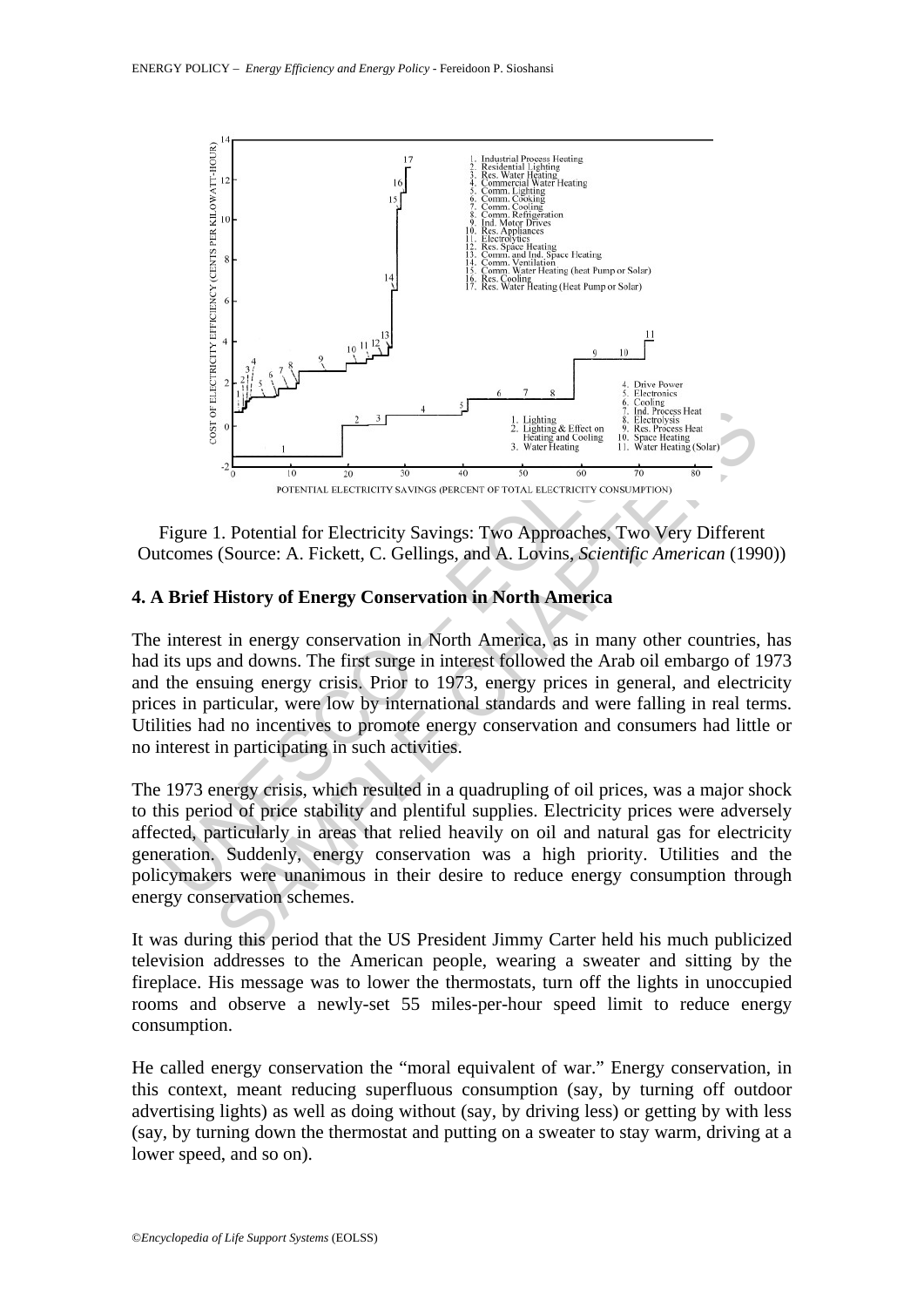Figure 1. Potential for Electricity Savings: Two Approaches, Two Very Different Outcomes (Source: A. Fickett, C. Gellings, and A. Lovins, *Scientific American* (1990))

## 4. A Brief History of Energy Conservation in North America

The interest in energy conservation in North America, as in many other countries, has had its ups and downs. The first surge in interest followed the Arab oil embargo of 1973 and the ensuing energy crisis. Prior to 1973, energy prices in general, and electricity prices in particular, were low by international standards and were falling in real terms. Utilities had no incentives to promote energy conservation and consumers had little or no interest in participating in such activities.

The 1973 energy crisis, which resulted in a quadrupling of oil prices, was a major shock to this period of price stability and plentiful supplies. Electricity prices were adversely affected, particularly in areas that relied heavily on oil and natural gas for electricity generation. Suddenly, energy conservation was a high priority. Utilities and the policymakers were unanimous in their desire to reduce energy consumption through energy conservation schemes.

It was during this period that the US President Jimmy Carter held his much publicized television addresses to the American people, wearing a sweater and sitting by the fireplace. His message was to lower the thermostats, turn off the lights in unoccupied rooms and observe a newly-set 55 miles-per-hour speed limit to reduce energy consumption.

He called energy conservation the "moral equivalent of war." Energy conservation, in this context, meant reducing superfluous consumption (say, by turning off outdoor advertising lights) as well as doing without (say, by driving less) or getting by with less (say, by turning down the thermostat and putting on a sweater to stay warm, driving at a lower speed, and so on).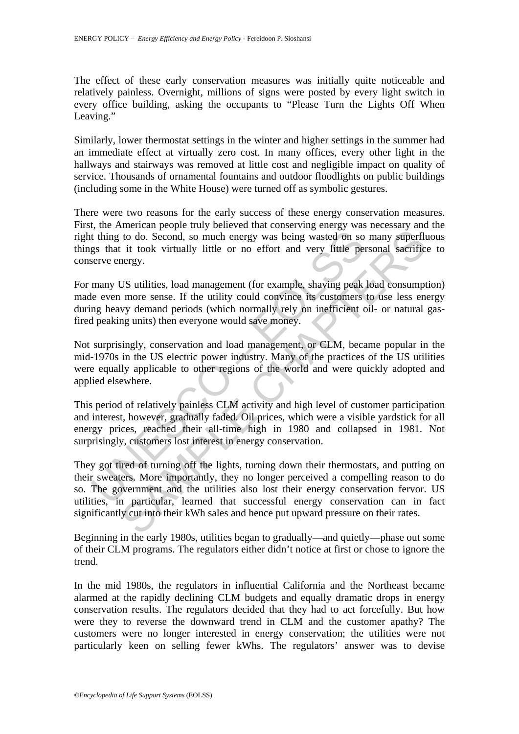The effect of these early conservation measures was initially quite noticeable and relatively painless. Overnight, millions of signs were posted by every light switch in every office building, asking the occupants to "Please Turn the Lights Off When Leaving."

Similarly, lower thermostat settings in the winter and higher settings in the summer had an immediate effect at virtually zero cost. In many offices, every other light in the hallways and stairways was removed at little cost and negligible impact on quality of service. Thousands of ornamental fountains and outdoor floodlights on public buildings (including some in the White House) were turned off as symbolic gestures.

There were two reasons for the early success of these energy conservation measures. First, the American people truly believed that conserving energy was necessary and the right thing to do. Second, so much energy was being wasted on so many superfluous things that it took virtually little or no effort and very little personal sacrifice to conserve energy.

For many US utilities, load management (for example, shaving peak load consumption) made even more sense. If the utility could convince its customers to use less energy during heavy demand periods (which normally rely on inefficient oil- or natural gas-fired peaking units) then everyone would save money.

Not surprisingly, conservation and load management, or CLM, became popular in the mid-1970s in the US electric power industry. Many of the practices of the US utilities were equally applicable to other regions of the world and were quickly adopted and applied elsewhere.

This period of relatively painless CLM activity and high level of customer participation and interest, however, gradually faded. Oil prices, which were a visible yardstick for all energy prices, reached their all-time high in 1980 and collapsed in 1981. Not surprisingly, customers lost interest in energy conservation.

They got tired of turning off the lights, turning down their thermostats, and putting on their sweaters. More importantly, they no longer perceived a compelling reason to do so. The government and the utilities also lost their energy conservation fervor. US utilities, in particular, learned that successful energy conservation can in fact significantly cut into their kWh sales and hence put upward pressure on their rates.

Beginning in the early 1980s, utilities began to gradually—and quietly—phase out some of their CLM programs. The regulators either didn't notice at first or chose to ignore the trend.

In the mid 1980s, the regulators in influential California and the Northeast became alarmed at the rapidly declining CLM budgets and equally dramatic drops in energy conservation results. The regulators decided that they had to act forcefully. But how were they to reverse the downward trend in CLM and the customer apathy? The customers were no longer interested in energy conservation; the utilities were not particularly keen on selling fewer kWhs. The regulators' answer was to devise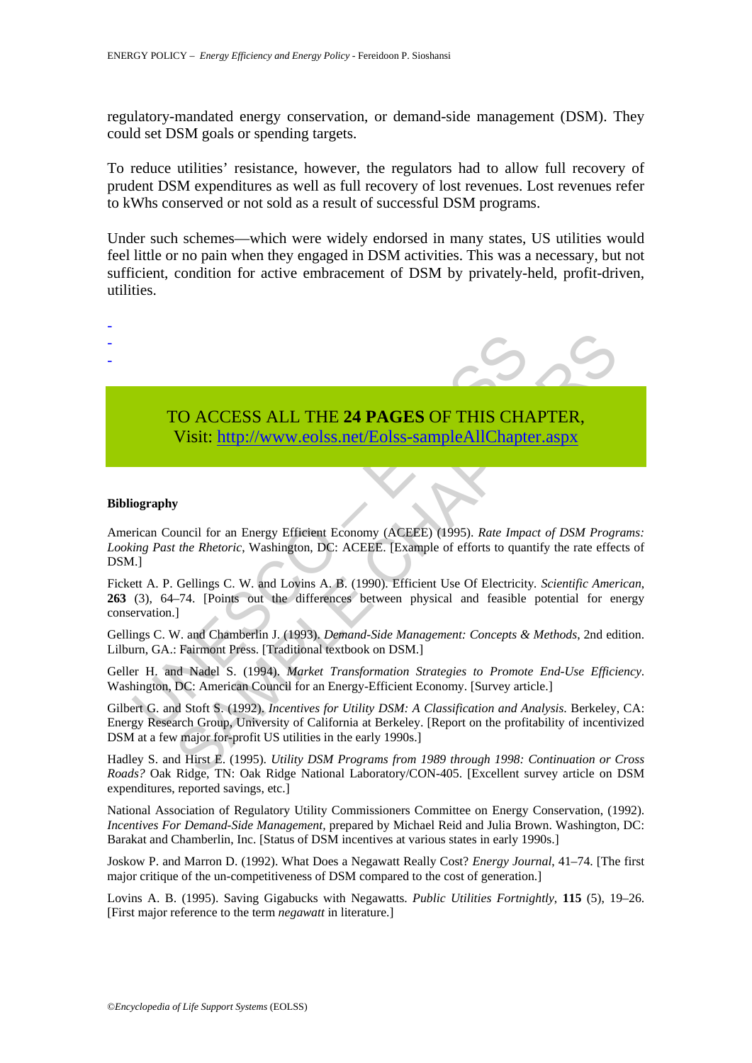regulatory-mandated energy conservation, or demand-side management (DSM). They could set DSM goals or spending targets.

To reduce utilities' resistance, however, the regulators had to allow full recovery of prudent DSM expenditures as well as full recovery of lost revenues. Lost revenues refer to kWhs conserved or not sold as a result of successful DSM programs.

Under such schemes—which were widely endorsed in many states, US utilities would feel little or no pain when they engaged in DSM activities. This was a necessary, but not sufficient, condition for active embracement of DSM by privately-held, profit-driven, utilities.

-
-
-

TO ACCESS ALL THE **24 PAGES** OF THIS CHAPTER,
Visit: http://www.eolss.net/Eolss-sampleAllChapter.aspx

**Bibliography**

American Council for an Energy Efficient Economy (ACEEE) (1995). *Rate Impact of DSM Programs: Looking Past the Rhetoric*, Washington, DC: ACEEE. [Example of efforts to quantify the rate effects of DSM.]

Fickett A. P. Gellings C. W. and Lovins A. B. (1990). Efficient Use Of Electricity. *Scientific American*, **263** (3), 64–74. [Points out the differences between physical and feasible potential for energy conservation.]

Gellings C. W. and Chamberlin J. (1993). *Demand-Side Management: Concepts & Methods*, 2nd edition. Lilburn, GA.: Fairmont Press. [Traditional textbook on DSM.]

Geller H. and Nadel S. (1994). *Market Transformation Strategies to Promote End-Use Efficiency*. Washington, DC: American Council for an Energy-Efficient Economy. [Survey article.]

Gilbert G. and Stoft S. (1992). *Incentives for Utility DSM: A Classification and Analysis*. Berkeley, CA: Energy Research Group, University of California at Berkeley. [Report on the profitability of incentivized DSM at a few major for-profit US utilities in the early 1990s.]

Hadley S. and Hirst E. (1995). *Utility DSM Programs from 1989 through 1998: Continuation or Cross Roads?* Oak Ridge, TN: Oak Ridge National Laboratory/CON-405. [Excellent survey article on DSM expenditures, reported savings, etc.]

National Association of Regulatory Utility Commissioners Committee on Energy Conservation, (1992). *Incentives For Demand-Side Management*, prepared by Michael Reid and Julia Brown. Washington, DC: Barakat and Chamberlin, Inc. [Status of DSM incentives at various states in early 1990s.]

Joskow P. and Marron D. (1992). What Does a Negawatt Really Cost? *Energy Journal*, 41–74. [The first major critique of the un-competitiveness of DSM compared to the cost of generation.]

Lovins A. B. (1995). Saving Gigabucks with Negawatts. *Public Utilities Fortnightly*, **115** (5), 19–26. [First major reference to the term *negawatt* in literature.]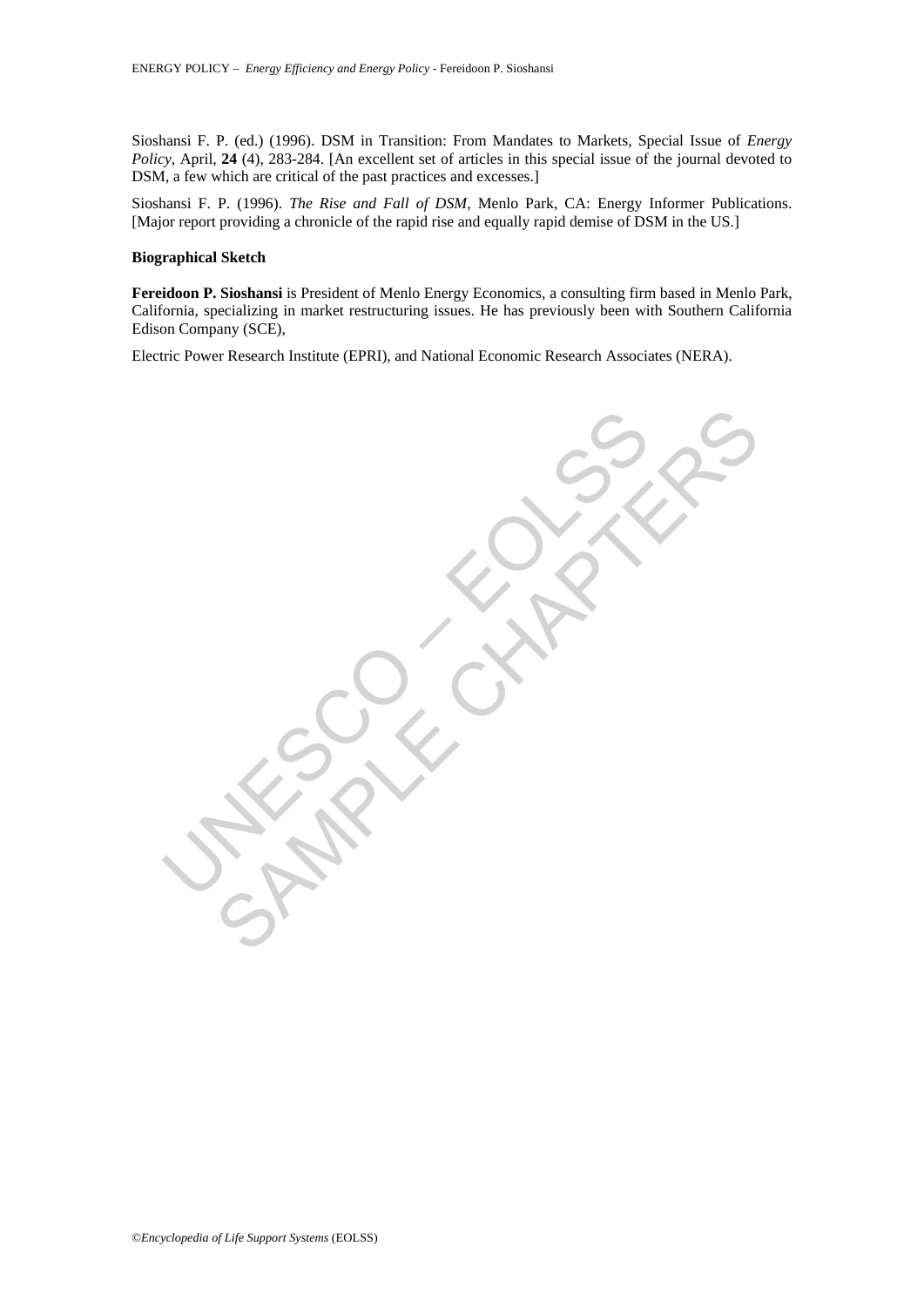Sioshansi F. P. (ed.) (1996). DSM in Transition: From Mandates to Markets, Special Issue of *Energy Policy*, April, **24** (4), 283-284. [An excellent set of articles in this special issue of the journal devoted to DSM, a few which are critical of the past practices and excesses.]

Sioshansi F. P. (1996). *The Rise and Fall of DSM*, Menlo Park, CA: Energy Informer Publications. [Major report providing a chronicle of the rapid rise and equally rapid demise of DSM in the US.]

**Biographical Sketch**

**Fereidoon P. Sioshansi** is President of Menlo Energy Economics, a consulting firm based in Menlo Park, California, specializing in market restructuring issues. He has previously been with Southern California Edison Company (SCE),

Electric Power Research Institute (EPRI), and National Economic Research Associates (NERA).